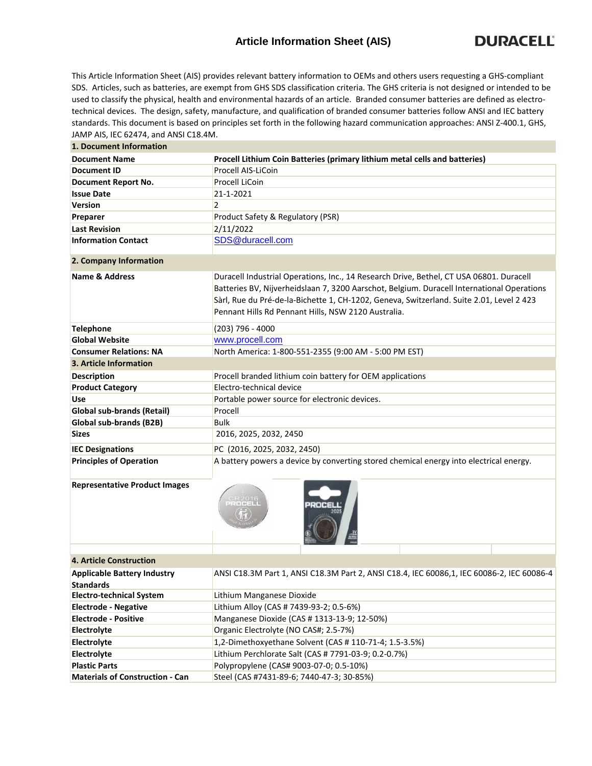# Article Information Sheet (AIS)

DURACELL

This Article Information Sheet (AIS) provides relevant battery information to OEMs and others users requesting a GHS-compliant SDS. Articles, such as batteries, are exempt from GHS SDS classification criteria. The GHS criteria is not designed or intended to be used to classify the physical, health and environmental hazards of an article. Branded consumer batteries are defined as electro-technical devices. The design, safety, manufacture, and qualification of branded consumer batteries follow ANSI and IEC battery standards. This document is based on principles set forth in the following hazard communication approaches: ANSI Z-400.1, GHS, JAMP AIS, IEC 62474, and ANSI C18.4M.

| **1. Document Information** | |
|---|---|
| **Document Name** | **Procell Lithium Coin Batteries (primary lithium metal cells and batteries)** |
| **Document ID** | Procell AIS-LiCoin |
| **Document Report No.** | Procell LiCoin |
| **Issue Date** | 21-1-2021 |
| **Version** | 2 |
| **Preparer** | Product Safety & Regulatory (PSR) |
| **Last Revision** | 2/11/2022 |
| **Information Contact** | SDS@duracell.com |

| **2. Company Information** | |
|---|---|
| **Name & Address** | Duracell Industrial Operations, Inc., 14 Research Drive, Bethel, CT USA 06801. Duracell Batteries BV, Nijverheidslaan 7, 3200 Aarschot, Belgium. Duracell International Operations Sàrl, Rue du Pré-de-la-Bichette 1, CH-1202, Geneva, Switzerland. Suite 2.01, Level 2 423 Pennant Hills Rd Pennant Hills, NSW 2120 Australia. |
| **Telephone** | (203) 796 - 4000 |
| **Global Website** | www.procell.com |
| **Consumer Relations: NA** | North America: 1-800-551-2355 (9:00 AM - 5:00 PM EST) |

| **3. Article Information** | |
|---|---|
| **Description** | Procell branded lithium coin battery for OEM applications |
| **Product Category** | Electro-technical device |
| **Use** | Portable power source for electronic devices. |
| **Global sub-brands (Retail)** | Procell |
| **Global sub-brands (B2B)** | Bulk |
| **Sizes** | 2016, 2025, 2032, 2450 |
| **IEC Designations** | PC (2016, 2025, 2032, 2450) |
| **Principles of Operation** | A battery powers a device by converting stored chemical energy into electrical energy. |
| **Representative Product Images** | |

| **4. Article Construction** | |
|---|---|
| **Applicable Battery Industry Standards** | ANSI C18.3M Part 1, ANSI C18.3M Part 2, ANSI C18.4, IEC 60086,1, IEC 60086-2, IEC 60086-4 |
| **Electro-technical System** | Lithium Manganese Dioxide |
| **Electrode - Negative** | Lithium Alloy (CAS # 7439-93-2; 0.5-6%) |
| **Electrode - Positive** | Manganese Dioxide (CAS # 1313-13-9; 12-50%) |
| **Electrolyte** | Organic Electrolyte (NO CAS#; 2.5-7%) |
| **Electrolyte** | 1,2-Dimethoxyethane Solvent (CAS # 110-71-4; 1.5-3.5%) |
| **Electrolyte** | Lithium Perchlorate Salt (CAS # 7791-03-9; 0.2-0.7%) |
| **Plastic Parts** | Polypropylene (CAS# 9003-07-0; 0.5-10%) |
| **Materials of Construction - Can** | Steel (CAS #7431-89-6; 7440-47-3; 30-85%) |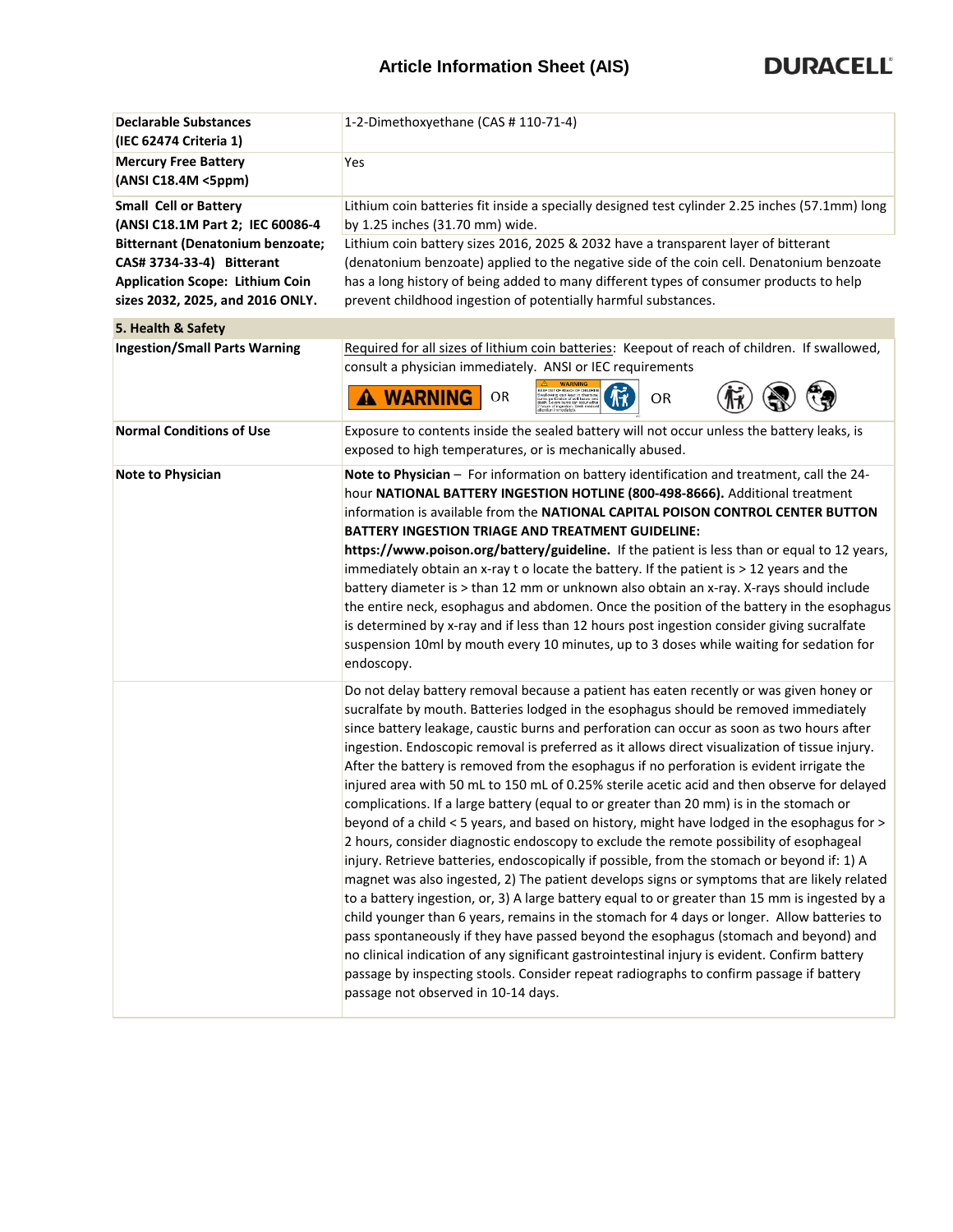| | |
|---|---|
| **Declarable Substances (IEC 62474 Criteria 1)** | 1-2-Dimethoxyethane (CAS # 110-71-4) |
| **Mercury Free Battery (ANSI C18.4M <5ppm)** | Yes |
| **Small Cell or Battery (ANSI C18.1M Part 2; IEC 60086-4** | Lithium coin batteries fit inside a specially designed test cylinder 2.25 inches (57.1mm) long by 1.25 inches (31.70 mm) wide. |
| **Bitternant (Denatonium benzoate; CAS# 3734-33-4) Bitterant Application Scope: Lithium Coin sizes 2032, 2025, and 2016 ONLY.** | Lithium coin battery sizes 2016, 2025 & 2032 have a transparent layer of bitterant (denatonium benzoate) applied to the negative side of the coin cell. Denatonium benzoate has a long history of being added to many different types of consumer products to help prevent childhood ingestion of potentially harmful substances. |
| **5. Health & Safety** | |
| **Ingestion/Small Parts Warning** | Required for all sizes of lithium coin batteries: Keepout of reach of children. If swallowed, consult a physician immediately. ANSI or IEC requirements<br>⚠ WARNING OR [WARNING label] OR [symbols] |
| **Normal Conditions of Use** | Exposure to contents inside the sealed battery will not occur unless the battery leaks, is exposed to high temperatures, or is mechanically abused. |
| **Note to Physician** | **Note to Physician** – For information on battery identification and treatment, call the 24-hour **NATIONAL BATTERY INGESTION HOTLINE (800-498-8666).** Additional treatment information is available from the **NATIONAL CAPITAL POISON CONTROL CENTER BUTTON BATTERY INGESTION TRIAGE AND TREATMENT GUIDELINE: https://www.poison.org/battery/guideline.** If the patient is less than or equal to 12 years, immediately obtain an x-ray t o locate the battery. If the patient is > 12 years and the battery diameter is > than 12 mm or unknown also obtain an x-ray. X-rays should include the entire neck, esophagus and abdomen. Once the position of the battery in the esophagus is determined by x-ray and if less than 12 hours post ingestion consider giving sucralfate suspension 10ml by mouth every 10 minutes, up to 3 doses while waiting for sedation for endoscopy. |
| | Do not delay battery removal because a patient has eaten recently or was given honey or sucralfate by mouth. Batteries lodged in the esophagus should be removed immediately since battery leakage, caustic burns and perforation can occur as soon as two hours after ingestion. Endoscopic removal is preferred as it allows direct visualization of tissue injury. After the battery is removed from the esophagus if no perforation is evident irrigate the injured area with 50 mL to 150 mL of 0.25% sterile acetic acid and then observe for delayed complications. If a large battery (equal to or greater than 20 mm) is in the stomach or beyond of a child < 5 years, and based on history, might have lodged in the esophagus for > 2 hours, consider diagnostic endoscopy to exclude the remote possibility of esophageal injury. Retrieve batteries, endoscopically if possible, from the stomach or beyond if: 1) A magnet was also ingested, 2) The patient develops signs or symptoms that are likely related to a battery ingestion, or, 3) A large battery equal to or greater than 15 mm is ingested by a child younger than 6 years, remains in the stomach for 4 days or longer. Allow batteries to pass spontaneously if they have passed beyond the esophagus (stomach and beyond) and no clinical indication of any significant gastrointestinal injury is evident. Confirm battery passage by inspecting stools. Consider repeat radiographs to confirm passage if battery passage not observed in 10-14 days. |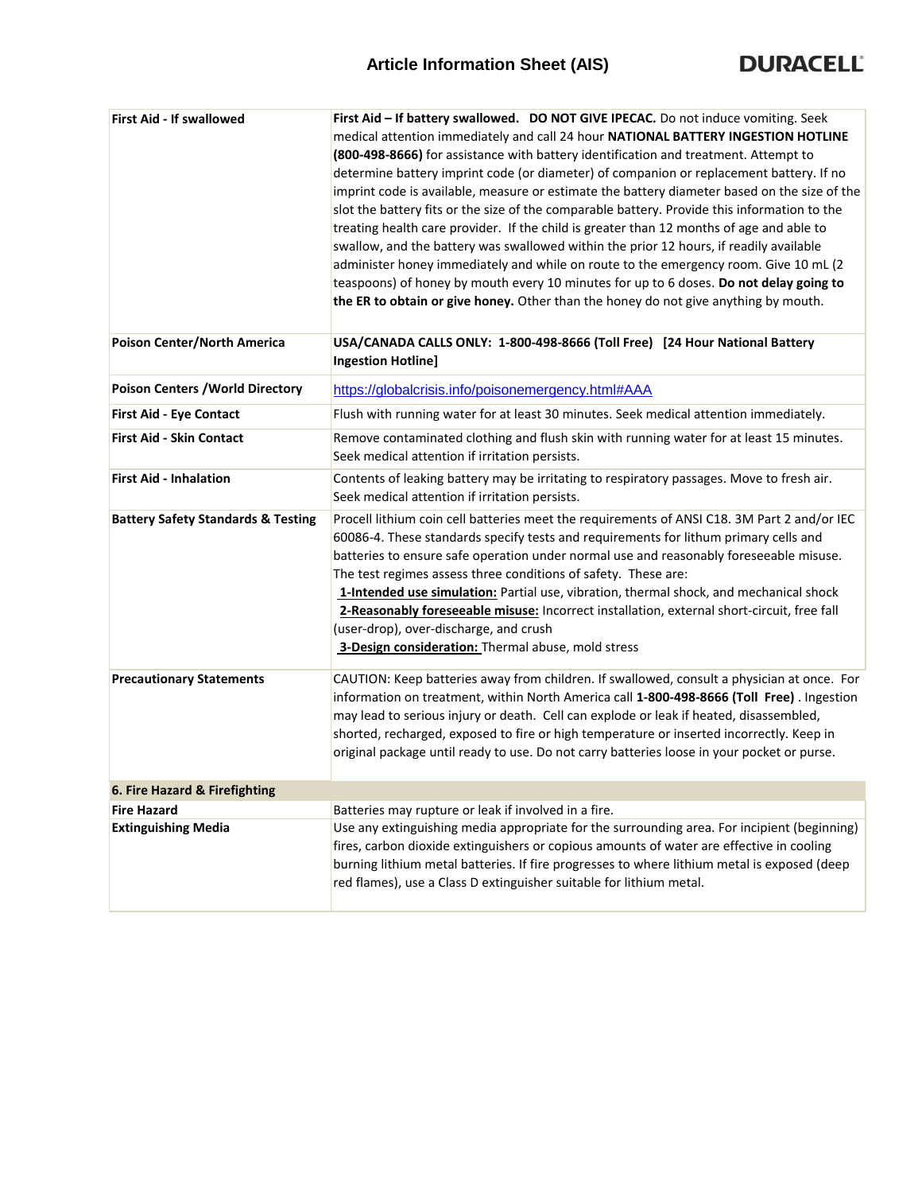| | |
|---|---|
| **First Aid - If swallowed** | **First Aid – If battery swallowed. DO NOT GIVE IPECAC.** Do not induce vomiting. Seek medical attention immediately and call 24 hour **NATIONAL BATTERY INGESTION HOTLINE (800-498-8666)** for assistance with battery identification and treatment. Attempt to determine battery imprint code (or diameter) of companion or replacement battery. If no imprint code is available, measure or estimate the battery diameter based on the size of the slot the battery fits or the size of the comparable battery. Provide this information to the treating health care provider. If the child is greater than 12 months of age and able to swallow, and the battery was swallowed within the prior 12 hours, if readily available administer honey immediately and while on route to the emergency room. Give 10 mL (2 teaspoons) of honey by mouth every 10 minutes for up to 6 doses. **Do not delay going to the ER to obtain or give honey.** Other than the honey do not give anything by mouth. |
| **Poison Center/North America** | **USA/CANADA CALLS ONLY: 1-800-498-8666 (Toll Free) [24 Hour National Battery Ingestion Hotline]** |
| **Poison Centers /World Directory** | https://globalcrisis.info/poisonemergency.html#AAA |
| **First Aid - Eye Contact** | Flush with running water for at least 30 minutes. Seek medical attention immediately. |
| **First Aid - Skin Contact** | Remove contaminated clothing and flush skin with running water for at least 15 minutes. Seek medical attention if irritation persists. |
| **First Aid - Inhalation** | Contents of leaking battery may be irritating to respiratory passages. Move to fresh air. Seek medical attention if irritation persists. |
| **Battery Safety Standards & Testing** | Procell lithium coin cell batteries meet the requirements of ANSI C18. 3M Part 2 and/or IEC 60086-4. These standards specify tests and requirements for lithum primary cells and batteries to ensure safe operation under normal use and reasonably foreseeable misuse. The test regimes assess three conditions of safety. These are:<br>**1-Intended use simulation:** Partial use, vibration, thermal shock, and mechanical shock<br>**2-Reasonably foreseeable misuse:** Incorrect installation, external short-circuit, free fall (user-drop), over-discharge, and crush<br>**3-Design consideration:** Thermal abuse, mold stress |
| **Precautionary Statements** | CAUTION: Keep batteries away from children. If swallowed, consult a physician at once. For information on treatment, within North America call **1-800-498-8666 (Toll Free)** . Ingestion may lead to serious injury or death. Cell can explode or leak if heated, disassembled, shorted, recharged, exposed to fire or high temperature or inserted incorrectly. Keep in original package until ready to use. Do not carry batteries loose in your pocket or purse. |
| **6. Fire Hazard & Firefighting** | |
| **Fire Hazard** | Batteries may rupture or leak if involved in a fire. |
| **Extinguishing Media** | Use any extinguishing media appropriate for the surrounding area. For incipient (beginning) fires, carbon dioxide extinguishers or copious amounts of water are effective in cooling burning lithium metal batteries. If fire progresses to where lithium metal is exposed (deep red flames), use a Class D extinguisher suitable for lithium metal. |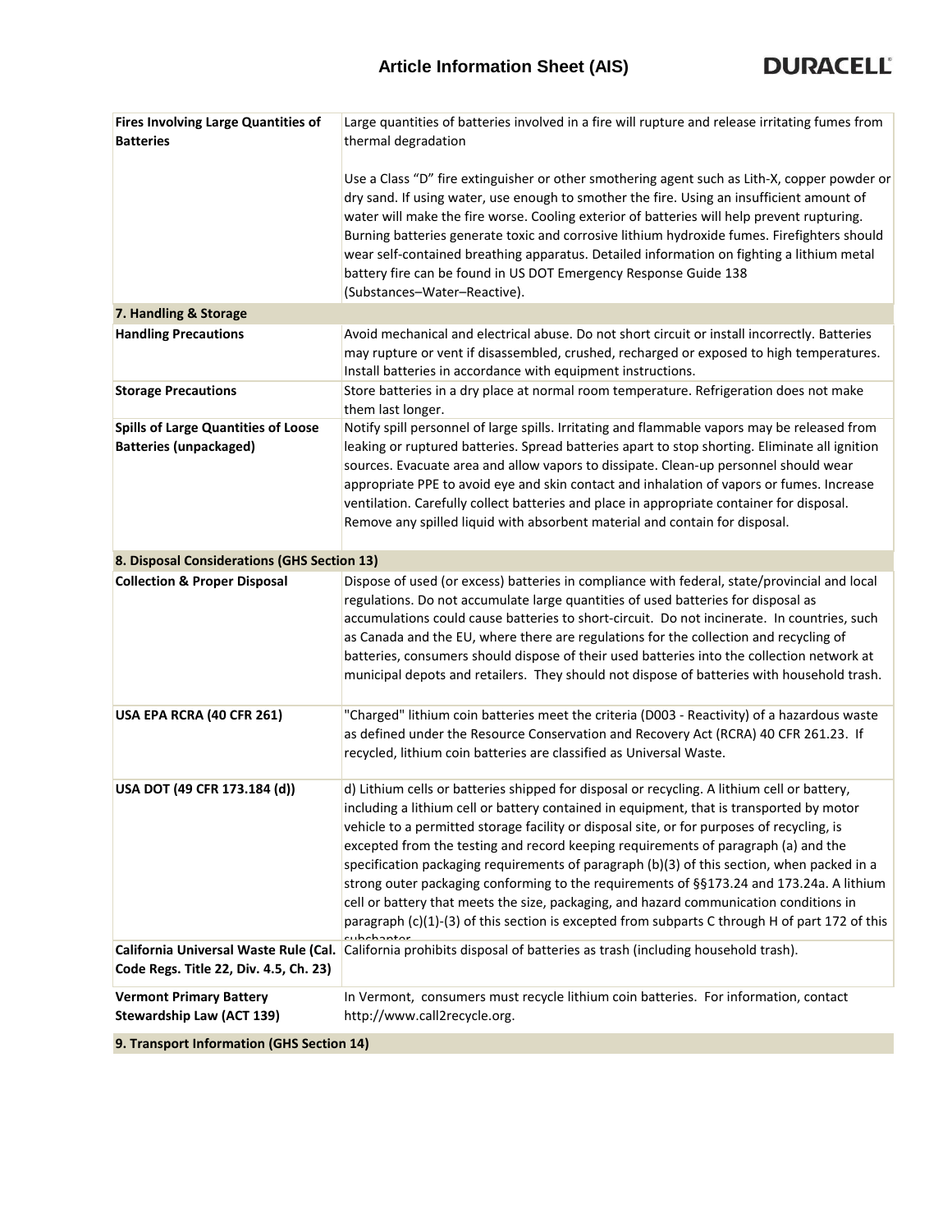| | |
|---|---|
| **Fires Involving Large Quantities of Batteries** | Large quantities of batteries involved in a fire will rupture and release irritating fumes from thermal degradation<br><br>Use a Class "D" fire extinguisher or other smothering agent such as Lith-X, copper powder or dry sand. If using water, use enough to smother the fire. Using an insufficient amount of water will make the fire worse. Cooling exterior of batteries will help prevent rupturing. Burning batteries generate toxic and corrosive lithium hydroxide fumes. Firefighters should wear self-contained breathing apparatus. Detailed information on fighting a lithium metal battery fire can be found in US DOT Emergency Response Guide 138 (Substances–Water–Reactive). |
| **7. Handling & Storage** | |
| **Handling Precautions** | Avoid mechanical and electrical abuse. Do not short circuit or install incorrectly. Batteries may rupture or vent if disassembled, crushed, recharged or exposed to high temperatures. Install batteries in accordance with equipment instructions. |
| **Storage Precautions** | Store batteries in a dry place at normal room temperature. Refrigeration does not make them last longer. |
| **Spills of Large Quantities of Loose Batteries (unpackaged)** | Notify spill personnel of large spills. Irritating and flammable vapors may be released from leaking or ruptured batteries. Spread batteries apart to stop shorting. Eliminate all ignition sources. Evacuate area and allow vapors to dissipate. Clean-up personnel should wear appropriate PPE to avoid eye and skin contact and inhalation of vapors or fumes. Increase ventilation. Carefully collect batteries and place in appropriate container for disposal. Remove any spilled liquid with absorbent material and contain for disposal. |
| **8. Disposal Considerations (GHS Section 13)** | |
| **Collection & Proper Disposal** | Dispose of used (or excess) batteries in compliance with federal, state/provincial and local regulations. Do not accumulate large quantities of used batteries for disposal as accumulations could cause batteries to short-circuit. Do not incinerate. In countries, such as Canada and the EU, where there are regulations for the collection and recycling of batteries, consumers should dispose of their used batteries into the collection network at municipal depots and retailers. They should not dispose of batteries with household trash. |
| **USA EPA RCRA (40 CFR 261)** | "Charged" lithium coin batteries meet the criteria (D003 - Reactivity) of a hazardous waste as defined under the Resource Conservation and Recovery Act (RCRA) 40 CFR 261.23. If recycled, lithium coin batteries are classified as Universal Waste. |
| **USA DOT (49 CFR 173.184 (d))** | d) Lithium cells or batteries shipped for disposal or recycling. A lithium cell or battery, including a lithium cell or battery contained in equipment, that is transported by motor vehicle to a permitted storage facility or disposal site, or for purposes of recycling, is excepted from the testing and record keeping requirements of paragraph (a) and the specification packaging requirements of paragraph (b)(3) of this section, when packed in a strong outer packaging conforming to the requirements of §§173.24 and 173.24a. A lithium cell or battery that meets the size, packaging, and hazard communication conditions in paragraph (c)(1)-(3) of this section is excepted from subparts C through H of part 172 of this subchapter. |
| **California Universal Waste Rule (Cal. Code Regs. Title 22, Div. 4.5, Ch. 23)** | California prohibits disposal of batteries as trash (including household trash). |
| **Vermont Primary Battery Stewardship Law (ACT 139)** | In Vermont, consumers must recycle lithium coin batteries. For information, contact http://www.call2recycle.org. |
| **9. Transport Information (GHS Section 14)** | |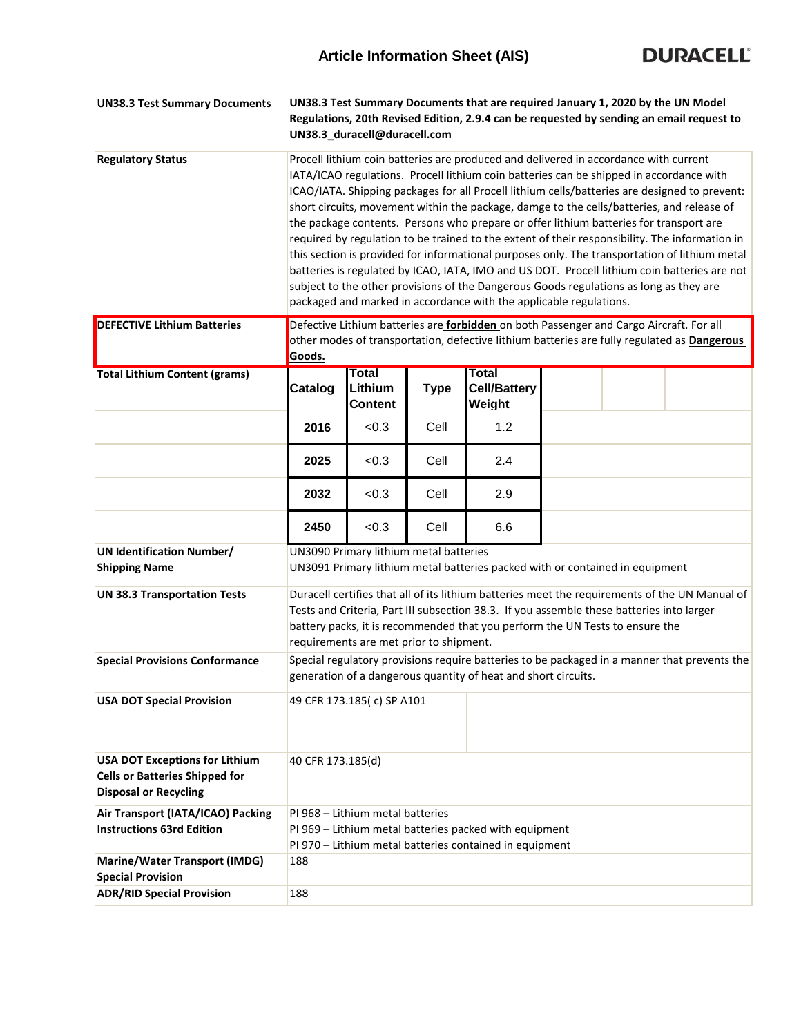# Article Information Sheet (AIS)

**DURACELL**

| | |
|---|---|
| **UN38.3 Test Summary Documents** | **UN38.3 Test Summary Documents that are required January 1, 2020 by the UN Model Regulations, 20th Revised Edition, 2.9.4 can be requested by sending an email request to UN38.3_duracell@duracell.com** |
| **Regulatory Status** | Procell lithium coin batteries are produced and delivered in accordance with current IATA/ICAO regulations. Procell lithium coin batteries can be shipped in accordance with ICAO/IATA. Shipping packages for all Procell lithium cells/batteries are designed to prevent: short circuits, movement within the package, damge to the cells/batteries, and release of the package contents. Persons who prepare or offer lithium batteries for transport are required by regulation to be trained to the extent of their responsibility. The information in this section is provided for informational purposes only. The transportation of lithium metal batteries is regulated by ICAO, IATA, IMO and US DOT. Procell lithium coin batteries are not subject to the other provisions of the Dangerous Goods regulations as long as they are packaged and marked in accordance with the applicable regulations. |
| **DEFECTIVE Lithium Batteries** | Defective Lithium batteries are **forbidden** on both Passenger and Cargo Aircraft. For all other modes of transportation, defective lithium batteries are fully regulated as **Dangerous Goods.** |

**Total Lithium Content (grams)**

| Catalog | Total Lithium Content | Type | Total Cell/Battery Weight |
|---|---|---|---|
| 2016 | <0.3 | Cell | 1.2 |
| 2025 | <0.3 | Cell | 2.4 |
| 2032 | <0.3 | Cell | 2.9 |
| 2450 | <0.3 | Cell | 6.6 |

| | |
|---|---|
| **UN Identification Number/ Shipping Name** | UN3090 Primary lithium metal batteries<br>UN3091 Primary lithium metal batteries packed with or contained in equipment |
| **UN 38.3 Transportation Tests** | Duracell certifies that all of its lithium batteries meet the requirements of the UN Manual of Tests and Criteria, Part III subsection 38.3. If you assemble these batteries into larger battery packs, it is recommended that you perform the UN Tests to ensure the requirements are met prior to shipment. |
| **Special Provisions Conformance** | Special regulatory provisions require batteries to be packaged in a manner that prevents the generation of a dangerous quantity of heat and short circuits. |
| **USA DOT Special Provision** | 49 CFR 173.185( c) SP A101 |
| **USA DOT Exceptions for Lithium Cells or Batteries Shipped for Disposal or Recycling** | 40 CFR 173.185(d) |
| **Air Transport (IATA/ICAO) Packing Instructions 63rd Edition** | PI 968 – Lithium metal batteries<br>PI 969 – Lithium metal batteries packed with equipment<br>PI 970 – Lithium metal batteries contained in equipment |
| **Marine/Water Transport (IMDG) Special Provision** | 188 |
| **ADR/RID Special Provision** | 188 |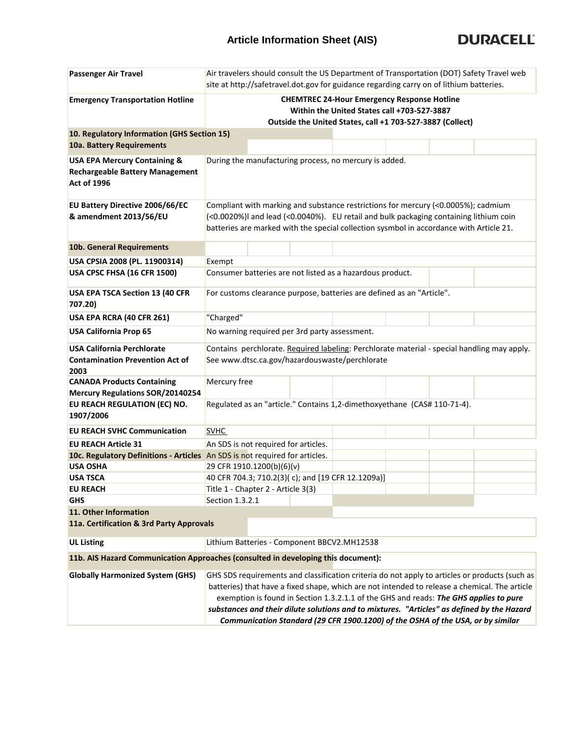| | |
|---|---|
| **Passenger Air Travel** | Air travelers should consult the US Department of Transportation (DOT) Safety Travel web site at http://safetravel.dot.gov for guidance regarding carry on of lithium batteries. |
| **Emergency Transportation Hotline** | **CHEMTREC 24-Hour Emergency Response Hotline**<br>**Within the United States call +703-527-3887**<br>**Outside the United States, call +1 703-527-3887 (Collect)** |
| **10. Regulatory Information (GHS Section 15)** | |
| **10a. Battery Requirements** | |
| **USA EPA Mercury Containing & Rechargeable Battery Management Act of 1996** | During the manufacturing process, no mercury is added. |
| **EU Battery Directive 2006/66/EC & amendment 2013/56/EU** | Compliant with marking and substance restrictions for mercury (<0.0005%); cadmium (<0.0020%)l and lead (<0.0040%). EU retail and bulk packaging containing lithium coin batteries are marked with the special collection sysmbol in accordance with Article 21. |
| **10b. General Requirements** | |
| **USA CPSIA 2008 (PL. 11900314)** | Exempt |
| **USA CPSC FHSA (16 CFR 1500)** | Consumer batteries are not listed as a hazardous product. |
| **USA EPA TSCA Section 13 (40 CFR 707.20)** | For customs clearance purpose, batteries are defined as an "Article". |
| **USA EPA RCRA (40 CFR 261)** | "Charged" |
| **USA California Prop 65** | No warning required per 3rd party assessment. |
| **USA California Perchlorate Contamination Prevention Act of 2003** | Contains perchlorate. Required labeling: Perchlorate material - special handling may apply. See www.dtsc.ca.gov/hazardouswaste/perchlorate |
| **CANADA Products Containing Mercury Regulations SOR/20140254** | Mercury free |
| **EU REACH REGULATION (EC) NO. 1907/2006** | Regulated as an "article." Contains 1,2-dimethoxyethane (CAS# 110-71-4). |
| **EU REACH SVHC Communication** | SVHC |
| **EU REACH Article 31** | An SDS is not required for articles. |
| **10c. Regulatory Definitions - Articles** | An SDS is not required for articles. |
| **USA OSHA** | 29 CFR 1910.1200(b)(6)(v) |
| **USA TSCA** | 40 CFR 704.3; 710.2(3)( c); and [19 CFR 12.1209a)] |
| **EU REACH** | Title 1 - Chapter 2 - Article 3(3) |
| **GHS** | Section 1.3.2.1 |
| **11. Other Information** | |
| **11a. Certification & 3rd Party Approvals** | |
| **UL Listing** | Lithium Batteries - Component BBCV2.MH12538 |
| **11b. AIS Hazard Communication Approaches (consulted in developing this document):** | |
| **Globally Harmonized System (GHS)** | GHS SDS requirements and classification criteria do not apply to articles or products (such as batteries) that have a fixed shape, which are not intended to release a chemical. The article exemption is found in Section 1.3.2.1.1 of the GHS and reads: ***The GHS applies to pure substances and their dilute solutions and to mixtures. "Articles" as defined by the Hazard Communication Standard (29 CFR 1900.1200) of the OSHA of the USA, or by similar*** |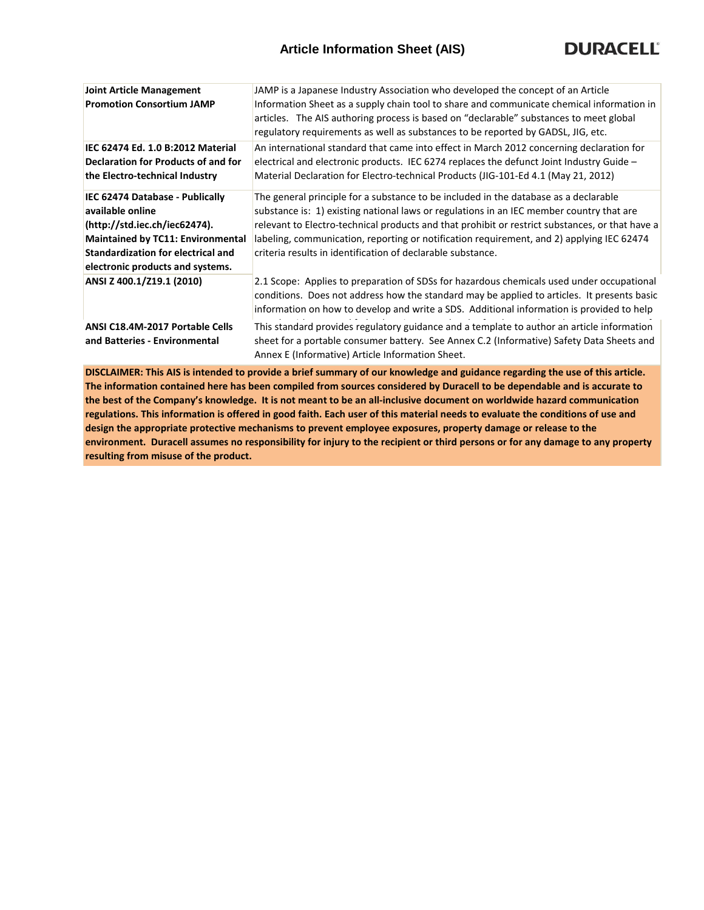| | |
|---|---|
| **Joint Article Management Promotion Consortium JAMP** | JAMP is a Japanese Industry Association who developed the concept of an Article Information Sheet as a supply chain tool to share and communicate chemical information in articles. The AIS authoring process is based on "declarable" substances to meet global regulatory requirements as well as substances to be reported by GADSL, JIG, etc. |
| **IEC 62474 Ed. 1.0 B:2012 Material Declaration for Products of and for the Electro-technical Industry** | An international standard that came into effect in March 2012 concerning declaration for electrical and electronic products. IEC 6274 replaces the defunct Joint Industry Guide – Material Declaration for Electro-technical Products (JIG-101-Ed 4.1 (May 21, 2012) |
| **IEC 62474 Database - Publically available online (http://std.iec.ch/iec62474). Maintained by TC11: Environmental Standardization for electrical and electronic products and systems.** | The general principle for a substance to be included in the database as a declarable substance is: 1) existing national laws or regulations in an IEC member country that are relevant to Electro-technical products and that prohibit or restrict substances, or that have a labeling, communication, reporting or notification requirement, and 2) applying IEC 62474 criteria results in identification of declarable substance. |
| **ANSI Z 400.1/Z19.1 (2010)** | 2.1 Scope: Applies to preparation of SDSs for hazardous chemicals used under occupational conditions. Does not address how the standard may be applied to articles. It presents basic information on how to develop and write a SDS. Additional information is provided to help |
| **ANSI C18.4M-2017 Portable Cells and Batteries - Environmental** | This standard provides regulatory guidance and a template to author an article information sheet for a portable consumer battery. See Annex C.2 (Informative) Safety Data Sheets and Annex E (Informative) Article Information Sheet. |

**DISCLAIMER: This AIS is intended to provide a brief summary of our knowledge and guidance regarding the use of this article. The information contained here has been compiled from sources considered by Duracell to be dependable and is accurate to the best of the Company's knowledge. It is not meant to be an all-inclusive document on worldwide hazard communication regulations. This information is offered in good faith. Each user of this material needs to evaluate the conditions of use and design the appropriate protective mechanisms to prevent employee exposures, property damage or release to the environment. Duracell assumes no responsibility for injury to the recipient or third persons or for any damage to any property resulting from misuse of the product.**